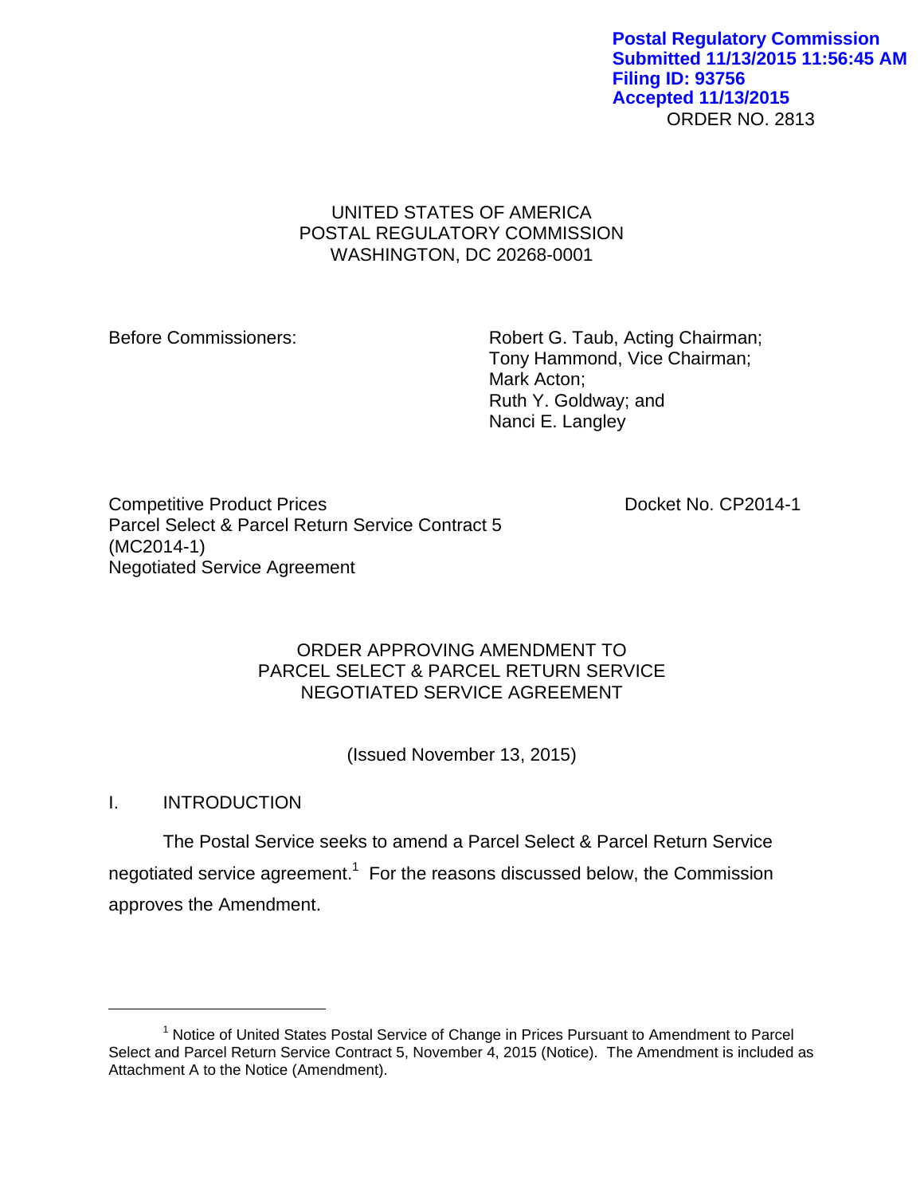Postal Regulatory Commission
Submitted 11/13/2015 11:56:45 AM
Filing ID: 93756
Accepted 11/13/2015

ORDER NO. 2813

UNITED STATES OF AMERICA
POSTAL REGULATORY COMMISSION
WASHINGTON, DC 20268-0001

Before Commissioners:

Robert G. Taub, Acting Chairman;
Tony Hammond, Vice Chairman;
Mark Acton;
Ruth Y. Goldway; and
Nanci E. Langley

Competitive Product Prices
Parcel Select & Parcel Return Service Contract 5
(MC2014-1)
Negotiated Service Agreement

Docket No. CP2014-1

ORDER APPROVING AMENDMENT TO
PARCEL SELECT & PARCEL RETURN SERVICE
NEGOTIATED SERVICE AGREEMENT

(Issued November 13, 2015)

## I. INTRODUCTION

The Postal Service seeks to amend a Parcel Select & Parcel Return Service negotiated service agreement.[1] For the reasons discussed below, the Commission approves the Amendment.

[1] Notice of United States Postal Service of Change in Prices Pursuant to Amendment to Parcel Select and Parcel Return Service Contract 5, November 4, 2015 (Notice). The Amendment is included as Attachment A to the Notice (Amendment).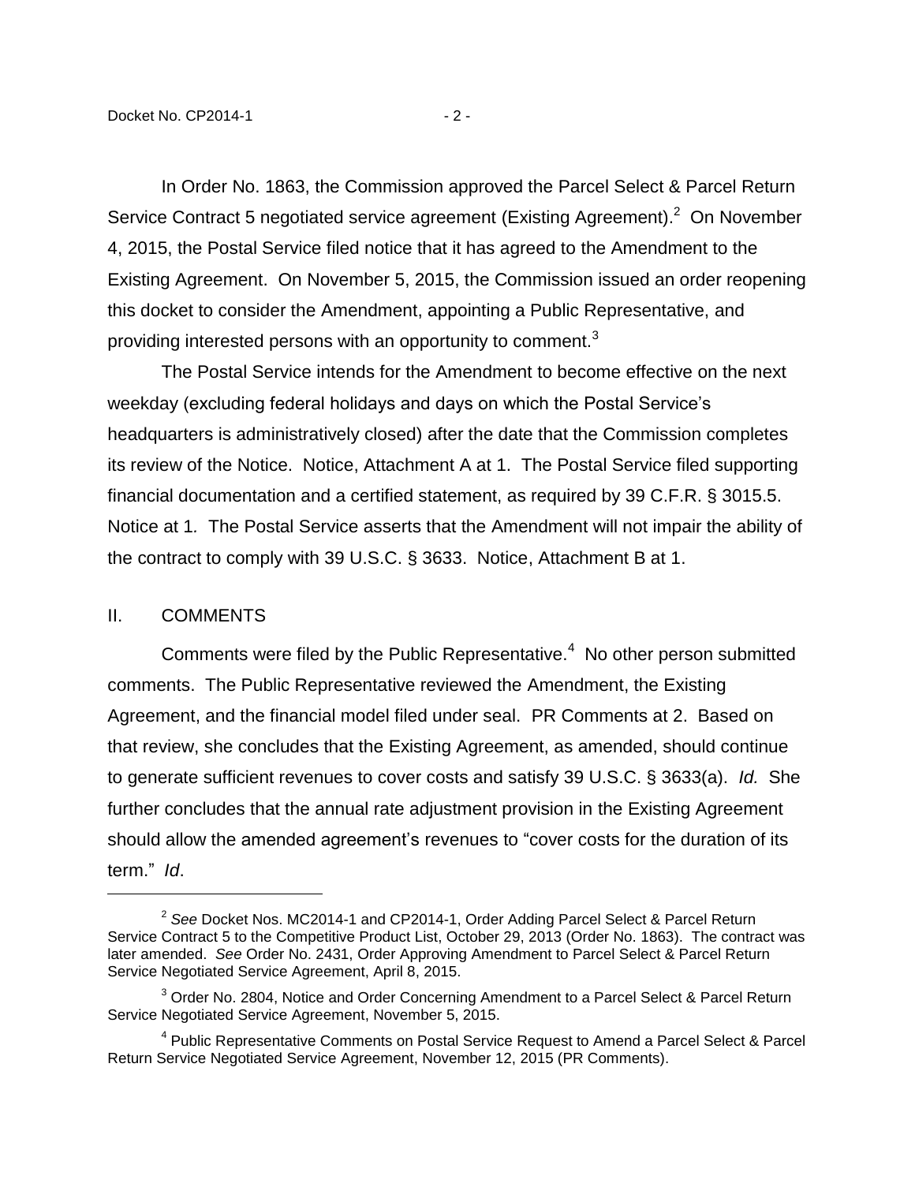In Order No. 1863, the Commission approved the Parcel Select & Parcel Return Service Contract 5 negotiated service agreement (Existing Agreement).[2] On November 4, 2015, the Postal Service filed notice that it has agreed to the Amendment to the Existing Agreement. On November 5, 2015, the Commission issued an order reopening this docket to consider the Amendment, appointing a Public Representative, and providing interested persons with an opportunity to comment.[3]

The Postal Service intends for the Amendment to become effective on the next weekday (excluding federal holidays and days on which the Postal Service's headquarters is administratively closed) after the date that the Commission completes its review of the Notice. Notice, Attachment A at 1. The Postal Service filed supporting financial documentation and a certified statement, as required by 39 C.F.R. § 3015.5. Notice at 1. The Postal Service asserts that the Amendment will not impair the ability of the contract to comply with 39 U.S.C. § 3633. Notice, Attachment B at 1.

## II. COMMENTS

Comments were filed by the Public Representative.[4] No other person submitted comments. The Public Representative reviewed the Amendment, the Existing Agreement, and the financial model filed under seal. PR Comments at 2. Based on that review, she concludes that the Existing Agreement, as amended, should continue to generate sufficient revenues to cover costs and satisfy 39 U.S.C. § 3633(a). *Id.* She further concludes that the annual rate adjustment provision in the Existing Agreement should allow the amended agreement's revenues to "cover costs for the duration of its term." *Id*.

---

[2] *See* Docket Nos. MC2014-1 and CP2014-1, Order Adding Parcel Select & Parcel Return Service Contract 5 to the Competitive Product List, October 29, 2013 (Order No. 1863). The contract was later amended. *See* Order No. 2431, Order Approving Amendment to Parcel Select & Parcel Return Service Negotiated Service Agreement, April 8, 2015.

[3] Order No. 2804, Notice and Order Concerning Amendment to a Parcel Select & Parcel Return Service Negotiated Service Agreement, November 5, 2015.

[4] Public Representative Comments on Postal Service Request to Amend a Parcel Select & Parcel Return Service Negotiated Service Agreement, November 12, 2015 (PR Comments).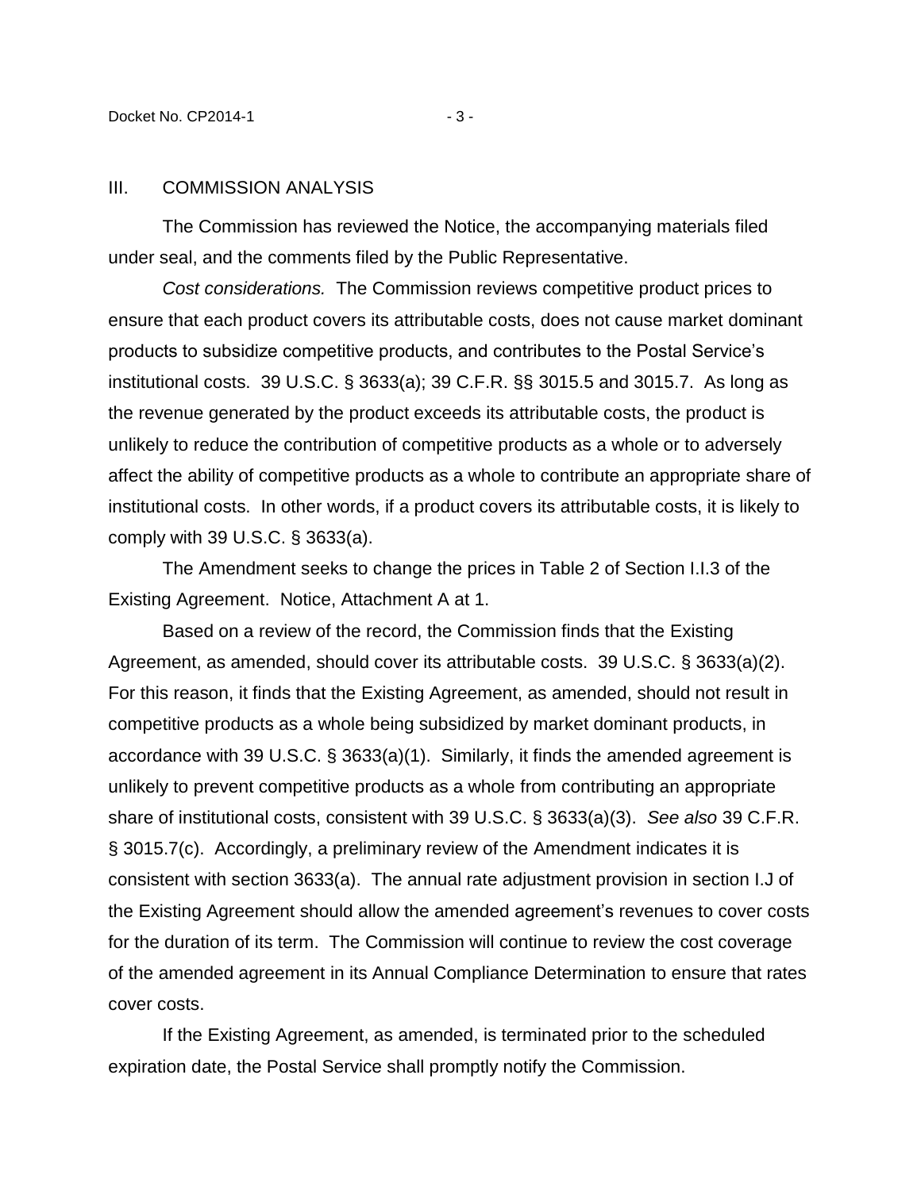## III. COMMISSION ANALYSIS

The Commission has reviewed the Notice, the accompanying materials filed under seal, and the comments filed by the Public Representative.

*Cost considerations.* The Commission reviews competitive product prices to ensure that each product covers its attributable costs, does not cause market dominant products to subsidize competitive products, and contributes to the Postal Service's institutional costs. 39 U.S.C. § 3633(a); 39 C.F.R. §§ 3015.5 and 3015.7. As long as the revenue generated by the product exceeds its attributable costs, the product is unlikely to reduce the contribution of competitive products as a whole or to adversely affect the ability of competitive products as a whole to contribute an appropriate share of institutional costs. In other words, if a product covers its attributable costs, it is likely to comply with 39 U.S.C. § 3633(a).

The Amendment seeks to change the prices in Table 2 of Section I.I.3 of the Existing Agreement. Notice, Attachment A at 1.

Based on a review of the record, the Commission finds that the Existing Agreement, as amended, should cover its attributable costs. 39 U.S.C. § 3633(a)(2). For this reason, it finds that the Existing Agreement, as amended, should not result in competitive products as a whole being subsidized by market dominant products, in accordance with 39 U.S.C. § 3633(a)(1). Similarly, it finds the amended agreement is unlikely to prevent competitive products as a whole from contributing an appropriate share of institutional costs, consistent with 39 U.S.C. § 3633(a)(3). *See also* 39 C.F.R. § 3015.7(c). Accordingly, a preliminary review of the Amendment indicates it is consistent with section 3633(a). The annual rate adjustment provision in section I.J of the Existing Agreement should allow the amended agreement's revenues to cover costs for the duration of its term. The Commission will continue to review the cost coverage of the amended agreement in its Annual Compliance Determination to ensure that rates cover costs.

If the Existing Agreement, as amended, is terminated prior to the scheduled expiration date, the Postal Service shall promptly notify the Commission.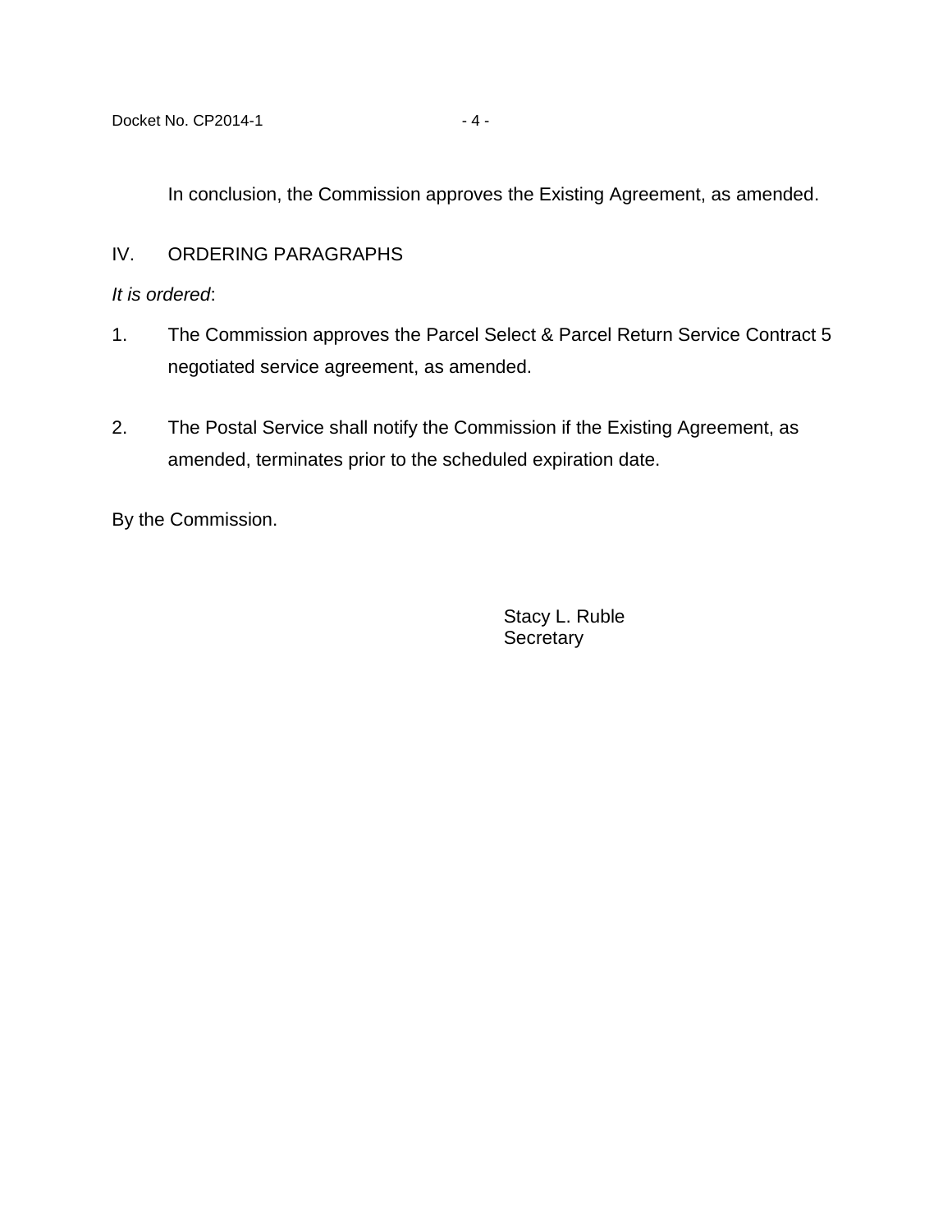In conclusion, the Commission approves the Existing Agreement, as amended.

## IV. ORDERING PARAGRAPHS

*It is ordered*:

1. The Commission approves the Parcel Select & Parcel Return Service Contract 5 negotiated service agreement, as amended.

2. The Postal Service shall notify the Commission if the Existing Agreement, as amended, terminates prior to the scheduled expiration date.

By the Commission.

Stacy L. Ruble
Secretary